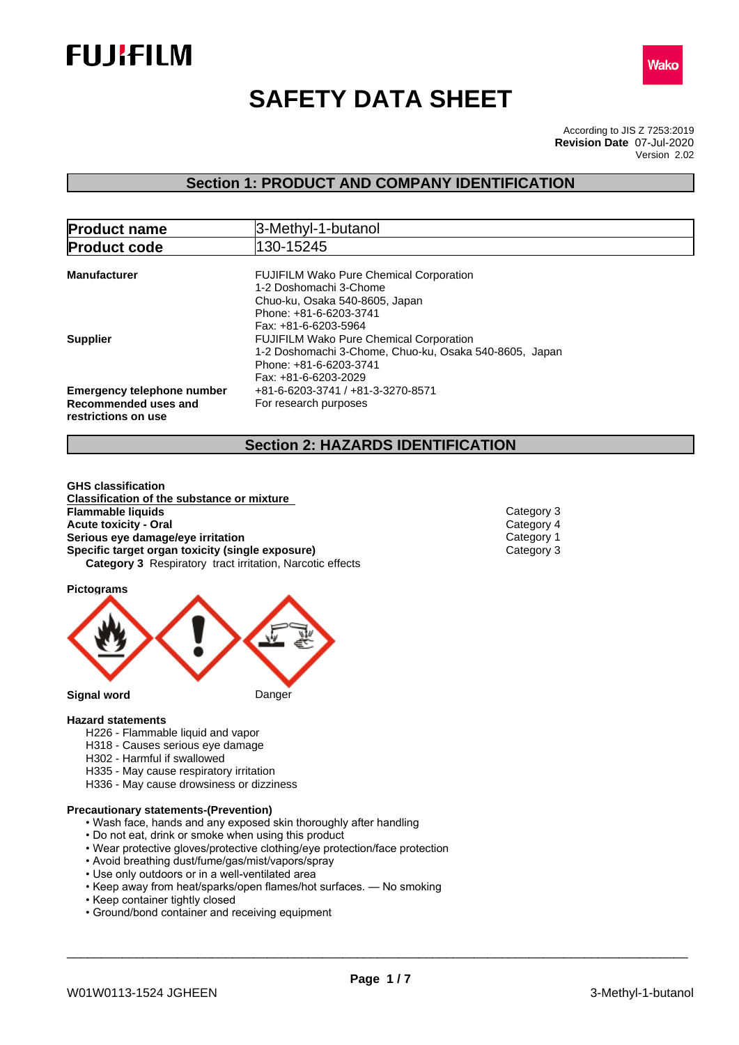# SAFETY DATA SHEET

According to JIS Z 7253:2019
**Revision Date** 07-Jul-2020
Version 2.02

## Section 1: PRODUCT AND COMPANY IDENTIFICATION

| | |
|---|---|
| **Product name** | 3-Methyl-1-butanol |
| **Product code** | 130-15245 |

**Manufacturer**
FUJIFILM Wako Pure Chemical Corporation
1-2 Doshomachi 3-Chome
Chuo-ku, Osaka 540-8605, Japan
Phone: +81-6-6203-3741
Fax: +81-6-6203-5964

**Supplier**
FUJIFILM Wako Pure Chemical Corporation
1-2 Doshomachi 3-Chome, Chuo-ku, Osaka 540-8605, Japan
Phone: +81-6-6203-3741
Fax: +81-6-6203-2029

**Emergency telephone number** +81-6-6203-3741 / +81-3-3270-8571

**Recommended uses and restrictions on use** For research purposes

## Section 2: HAZARDS IDENTIFICATION

**GHS classification**

**Classification of the substance or mixture**

| | |
|---|---|
| **Flammable liquids** | Category 3 |
| **Acute toxicity - Oral** | Category 4 |
| **Serious eye damage/eye irritation** | Category 1 |
| **Specific target organ toxicity (single exposure)** | Category 3 |

**Category 3** Respiratory tract irritation, Narcotic effects

**Pictograms**

**Signal word** Danger

**Hazard statements**

- H226 - Flammable liquid and vapor
- H318 - Causes serious eye damage
- H302 - Harmful if swallowed
- H335 - May cause respiratory irritation
- H336 - May cause drowsiness or dizziness

**Precautionary statements-(Prevention)**

- Wash face, hands and any exposed skin thoroughly after handling
- Do not eat, drink or smoke when using this product
- Wear protective gloves/protective clothing/eye protection/face protection
- Avoid breathing dust/fume/gas/mist/vapors/spray
- Use only outdoors or in a well-ventilated area
- Keep away from heat/sparks/open flames/hot surfaces. — No smoking
- Keep container tightly closed
- Ground/bond container and receiving equipment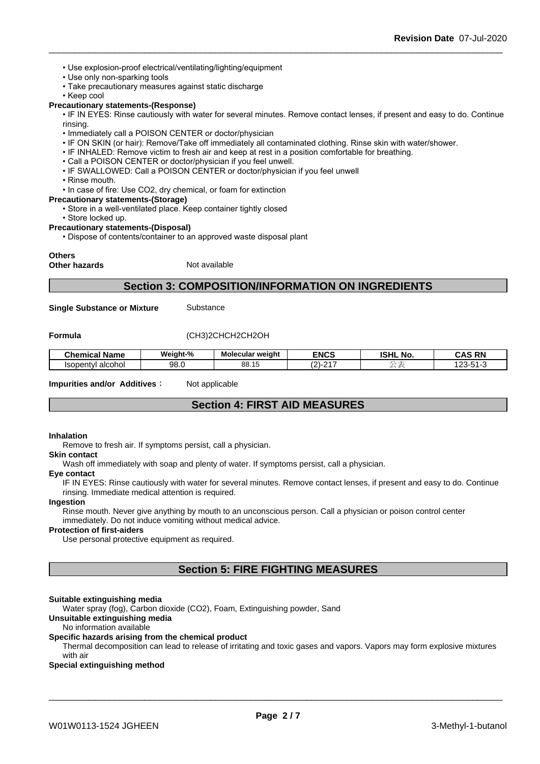- Use explosion-proof electrical/ventilating/lighting/equipment
- Use only non-sparking tools
- Take precautionary measures against static discharge
- Keep cool

**Precautionary statements-(Response)**

- IF IN EYES: Rinse cautiously with water for several minutes. Remove contact lenses, if present and easy to do. Continue rinsing.
- Immediately call a POISON CENTER or doctor/physician
- IF ON SKIN (or hair): Remove/Take off immediately all contaminated clothing. Rinse skin with water/shower.
- IF INHALED: Remove victim to fresh air and keep at rest in a position comfortable for breathing.
- Call a POISON CENTER or doctor/physician if you feel unwell.
- IF SWALLOWED: Call a POISON CENTER or doctor/physician if you feel unwell
- Rinse mouth.
- In case of fire: Use CO2, dry chemical, or foam for extinction

**Precautionary statements-(Storage)**

- Store in a well-ventilated place. Keep container tightly closed
- Store locked up.

**Precautionary statements-(Disposal)**

- Dispose of contents/container to an approved waste disposal plant

**Others**

**Other hazards** Not available

## Section 3: COMPOSITION/INFORMATION ON INGREDIENTS

**Single Substance or Mixture** Substance

**Formula** (CH3)2CHCH2CH2OH

| Chemical Name | Weight-% | Molecular weight | ENCS | ISHL No. | CAS RN |
|---|---|---|---|---|---|
| Isopentyl alcohol | 98.0 | 88.15 | (2)-217 | 公表 | 123-51-3 |

**Impurities and/or Additives**： Not applicable

## Section 4: FIRST AID MEASURES

**Inhalation**

Remove to fresh air. If symptoms persist, call a physician.

**Skin contact**

Wash off immediately with soap and plenty of water. If symptoms persist, call a physician.

**Eye contact**

IF IN EYES: Rinse cautiously with water for several minutes. Remove contact lenses, if present and easy to do. Continue rinsing. Immediate medical attention is required.

**Ingestion**

Rinse mouth. Never give anything by mouth to an unconscious person. Call a physician or poison control center immediately. Do not induce vomiting without medical advice.

**Protection of first-aiders**

Use personal protective equipment as required.

## Section 5: FIRE FIGHTING MEASURES

**Suitable extinguishing media**

Water spray (fog), Carbon dioxide (CO2), Foam, Extinguishing powder, Sand

**Unsuitable extinguishing media**

No information available

**Specific hazards arising from the chemical product**

Thermal decomposition can lead to release of irritating and toxic gases and vapors. Vapors may form explosive mixtures with air

**Special extinguishing method**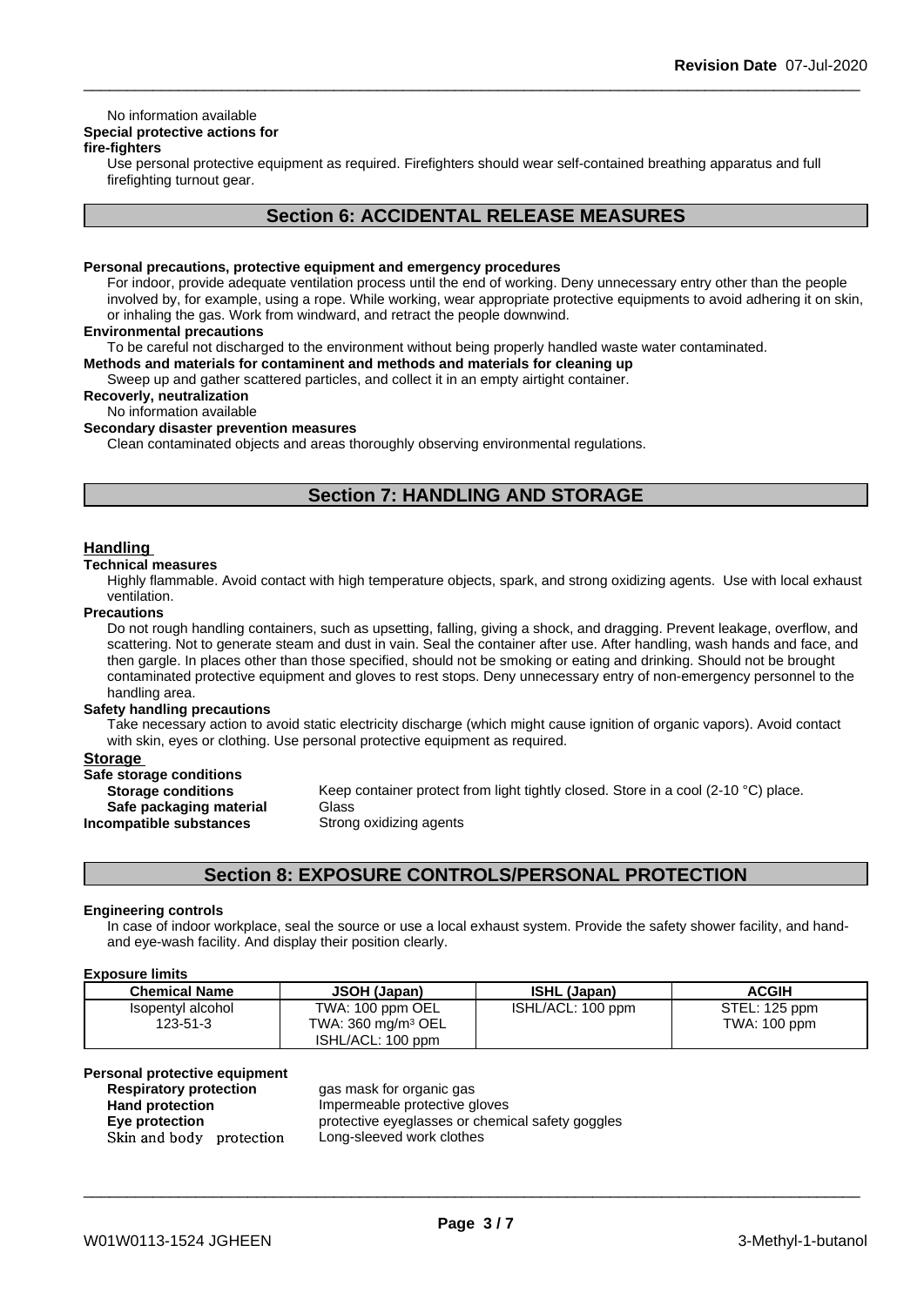No information available

**Special protective actions for fire-fighters**

Use personal protective equipment as required. Firefighters should wear self-contained breathing apparatus and full firefighting turnout gear.

## Section 6: ACCIDENTAL RELEASE MEASURES

**Personal precautions, protective equipment and emergency procedures**

For indoor, provide adequate ventilation process until the end of working. Deny unnecessary entry other than the people involved by, for example, using a rope. While working, wear appropriate protective equipments to avoid adhering it on skin, or inhaling the gas. Work from windward, and retract the people downwind.

**Environmental precautions**

To be careful not discharged to the environment without being properly handled waste water contaminated.

**Methods and materials for contaminent and methods and materials for cleaning up**

Sweep up and gather scattered particles, and collect it in an empty airtight container.

**Recovery, neutralization**

No information available

**Secondary disaster prevention measures**

Clean contaminated objects and areas thoroughly observing environmental regulations.

## Section 7: HANDLING AND STORAGE

### Handling

**Technical measures**

Highly flammable. Avoid contact with high temperature objects, spark, and strong oxidizing agents. Use with local exhaust ventilation.

**Precautions**

Do not rough handling containers, such as upsetting, falling, giving a shock, and dragging. Prevent leakage, overflow, and scattering. Not to generate steam and dust in vain. Seal the container after use. After handling, wash hands and face, and then gargle. In places other than those specified, should not be smoking or eating and drinking. Should not be brought contaminated protective equipment and gloves to rest stops. Deny unnecessary entry of non-emergency personnel to the handling area.

**Safety handling precautions**

Take necessary action to avoid static electricity discharge (which might cause ignition of organic vapors). Avoid contact with skin, eyes or clothing. Use personal protective equipment as required.

### Storage

**Safe storage conditions**

**Storage conditions** Keep container protect from light tightly closed. Store in a cool (2-10 °C) place.

**Safe packaging material** Glass

**Incompatible substances** Strong oxidizing agents

## Section 8: EXPOSURE CONTROLS/PERSONAL PROTECTION

**Engineering controls**

In case of indoor workplace, seal the source or use a local exhaust system. Provide the safety shower facility, and hand- and eye-wash facility. And display their position clearly.

**Exposure limits**

| Chemical Name | JSOH (Japan) | ISHL (Japan) | ACGIH |
|---|---|---|---|
| Isopentyl alcohol<br>123-51-3 | TWA: 100 ppm OEL<br>TWA: 360 mg/m³ OEL<br>ISHL/ACL: 100 ppm | ISHL/ACL: 100 ppm | STEL: 125 ppm<br>TWA: 100 ppm |

**Personal protective equipment**

**Respiratory protection** gas mask for organic gas

**Hand protection** Impermeable protective gloves

**Eye protection** protective eyeglasses or chemical safety goggles

**Skin and body protection** Long-sleeved work clothes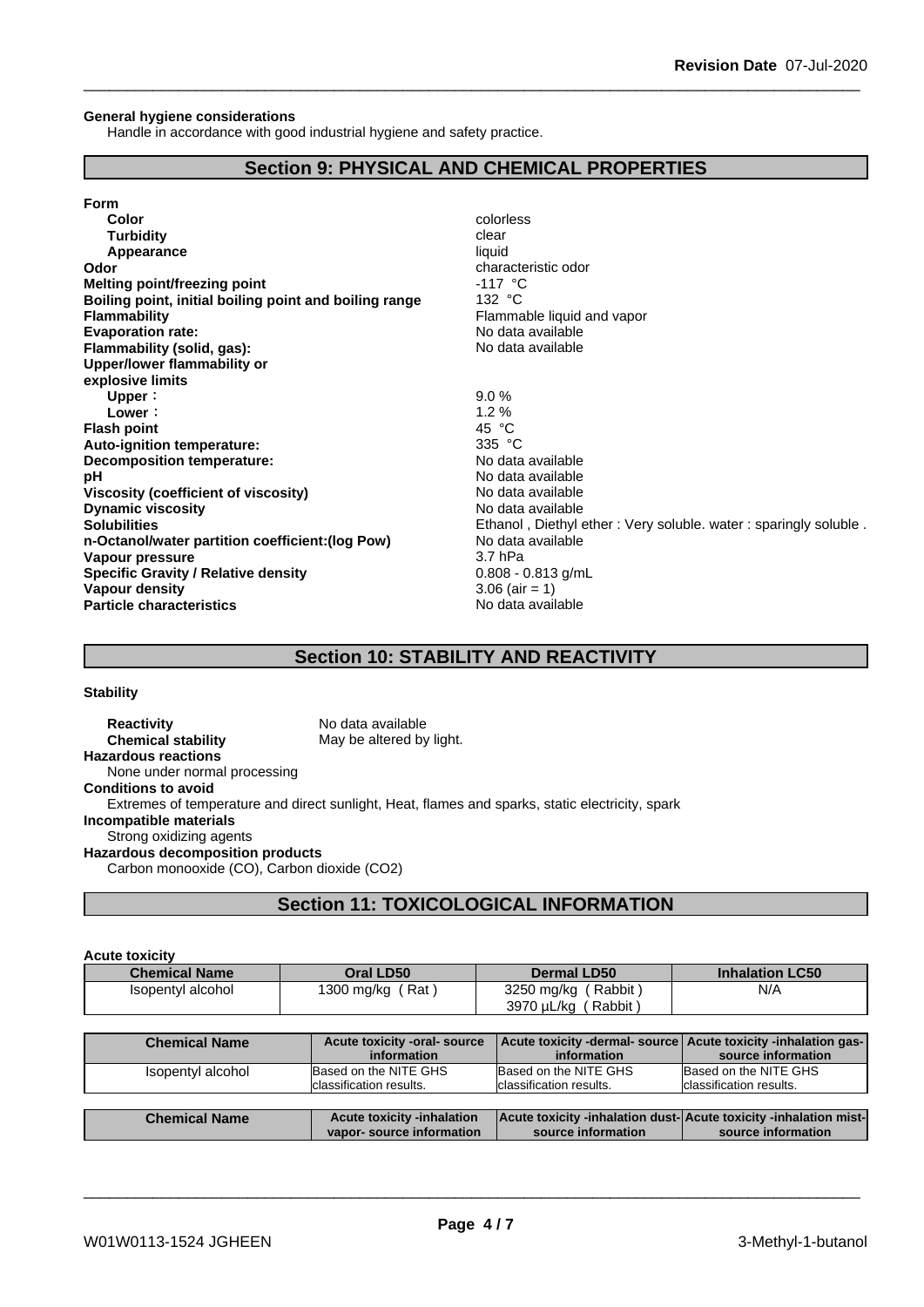**General hygiene considerations**

Handle in accordance with good industrial hygiene and safety practice.

## Section 9: PHYSICAL AND CHEMICAL PROPERTIES

**Form**

| | |
|---|---|
| **Color** | colorless |
| **Turbidity** | clear |
| **Appearance** | liquid |
| **Odor** | characteristic odor |
| **Melting point/freezing point** | -117 °C |
| **Boiling point, initial boiling point and boiling range** | 132 °C |
| **Flammability** | Flammable liquid and vapor |
| **Evaporation rate:** | No data available |
| **Flammability (solid, gas):** | No data available |
| **Upper/lower flammability or explosive limits** | |
| **Upper :** | 9.0 % |
| **Lower :** | 1.2 % |
| **Flash point** | 45 °C |
| **Auto-ignition temperature:** | 335 °C |
| **Decomposition temperature:** | No data available |
| **pH** | No data available |
| **Viscosity (coefficient of viscosity)** | No data available |
| **Dynamic viscosity** | No data available |
| **Solubilities** | Ethanol , Diethyl ether : Very soluble. water : sparingly soluble . |
| **n-Octanol/water partition coefficient:(log Pow)** | No data available |
| **Vapour pressure** | 3.7 hPa |
| **Specific Gravity / Relative density** | 0.808 - 0.813 g/mL |
| **Vapour density** | 3.06 (air = 1) |
| **Particle characteristics** | No data available |

## Section 10: STABILITY AND REACTIVITY

**Stability**

**Reactivity** No data available

**Chemical stability** May be altered by light.

**Hazardous reactions**

None under normal processing

**Conditions to avoid**

Extremes of temperature and direct sunlight, Heat, flames and sparks, static electricity, spark

**Incompatible materials**

Strong oxidizing agents

**Hazardous decomposition products**

Carbon monooxide (CO), Carbon dioxide ($CO_2$)

## Section 11: TOXICOLOGICAL INFORMATION

**Acute toxicity**

| Chemical Name | Oral LD50 | Dermal LD50 | Inhalation LC50 |
|---|---|---|---|
| Isopentyl alcohol | 1300 mg/kg ( Rat ) | 3250 mg/kg ( Rabbit )<br>3970 µL/kg ( Rabbit ) | N/A |

| Chemical Name | Acute toxicity -oral- source information | Acute toxicity -dermal- source information | Acute toxicity -inhalation gas- source information |
|---|---|---|---|
| Isopentyl alcohol | Based on the NITE GHS classification results. | Based on the NITE GHS classification results. | Based on the NITE GHS classification results. |

| Chemical Name | Acute toxicity -inhalation vapor- source information | Acute toxicity -inhalation dust- source information | Acute toxicity -inhalation mist- source information |
|---|---|---|---|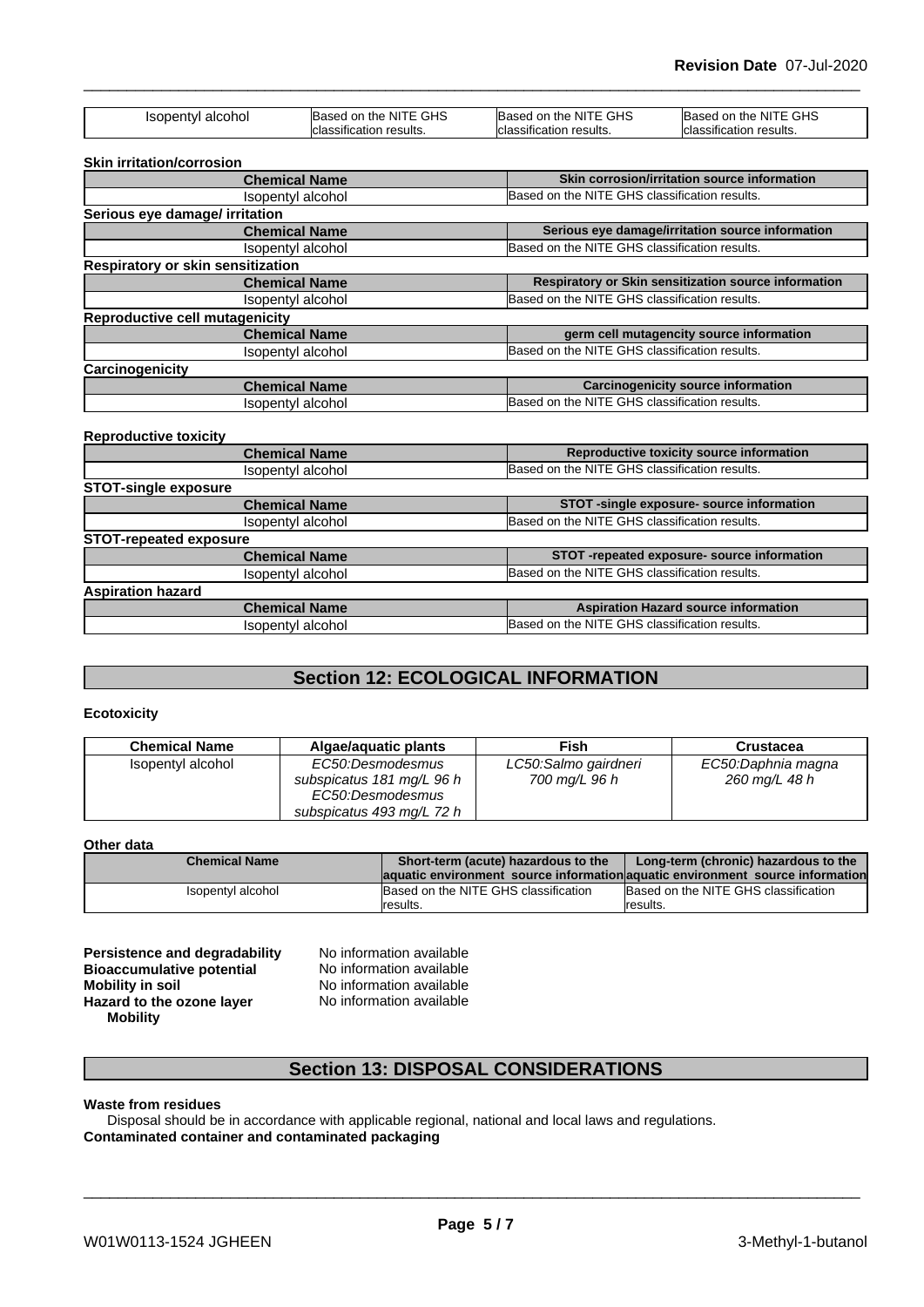| Isopentyl alcohol | Based on the NITE GHS classification results. | Based on the NITE GHS classification results. | Based on the NITE GHS classification results. |
|---|---|---|---|

**Skin irritation/corrosion**

| Chemical Name | Skin corrosion/irritation source information |
|---|---|
| Isopentyl alcohol | Based on the NITE GHS classification results. |

**Serious eye damage/ irritation**

| Chemical Name | Serious eye damage/irritation source information |
|---|---|
| Isopentyl alcohol | Based on the NITE GHS classification results. |

**Respiratory or skin sensitization**

| Chemical Name | Respiratory or Skin sensitization source information |
|---|---|
| Isopentyl alcohol | Based on the NITE GHS classification results. |

**Reproductive cell mutagenicity**

| Chemical Name | germ cell mutagencity source information |
|---|---|
| Isopentyl alcohol | Based on the NITE GHS classification results. |

**Carcinogenicity**

| Chemical Name | Carcinogenicity source information |
|---|---|
| Isopentyl alcohol | Based on the NITE GHS classification results. |

**Reproductive toxicity**

| Chemical Name | Reproductive toxicity source information |
|---|---|
| Isopentyl alcohol | Based on the NITE GHS classification results. |

**STOT-single exposure**

| Chemical Name | STOT -single exposure- source information |
|---|---|
| Isopentyl alcohol | Based on the NITE GHS classification results. |

**STOT-repeated exposure**

| Chemical Name | STOT -repeated exposure- source information |
|---|---|
| Isopentyl alcohol | Based on the NITE GHS classification results. |

**Aspiration hazard**

| Chemical Name | Aspiration Hazard source information |
|---|---|
| Isopentyl alcohol | Based on the NITE GHS classification results. |

## Section 12: ECOLOGICAL INFORMATION

**Ecotoxicity**

| Chemical Name | Algae/aquatic plants | Fish | Crustacea |
|---|---|---|---|
| Isopentyl alcohol | *EC50:Desmodesmus subspicatus 181 mg/L 96 h EC50:Desmodesmus subspicatus 493 mg/L 72 h* | *LC50:Salmo gairdneri 700 mg/L 96 h* | *EC50:Daphnia magna 260 mg/L 48 h* |

**Other data**

| Chemical Name | Short-term (acute) hazardous to the aquatic environment source information | Long-term (chronic) hazardous to the aquatic environment source information |
|---|---|---|
| Isopentyl alcohol | Based on the NITE GHS classification results. | Based on the NITE GHS classification results. |

**Persistence and degradability** No information available
**Bioaccumulative potential** No information available
**Mobility in soil** No information available
**Hazard to the ozone layer** No information available
**Mobility**

## Section 13: DISPOSAL CONSIDERATIONS

**Waste from residues**
Disposal should be in accordance with applicable regional, national and local laws and regulations.
**Contaminated container and contaminated packaging**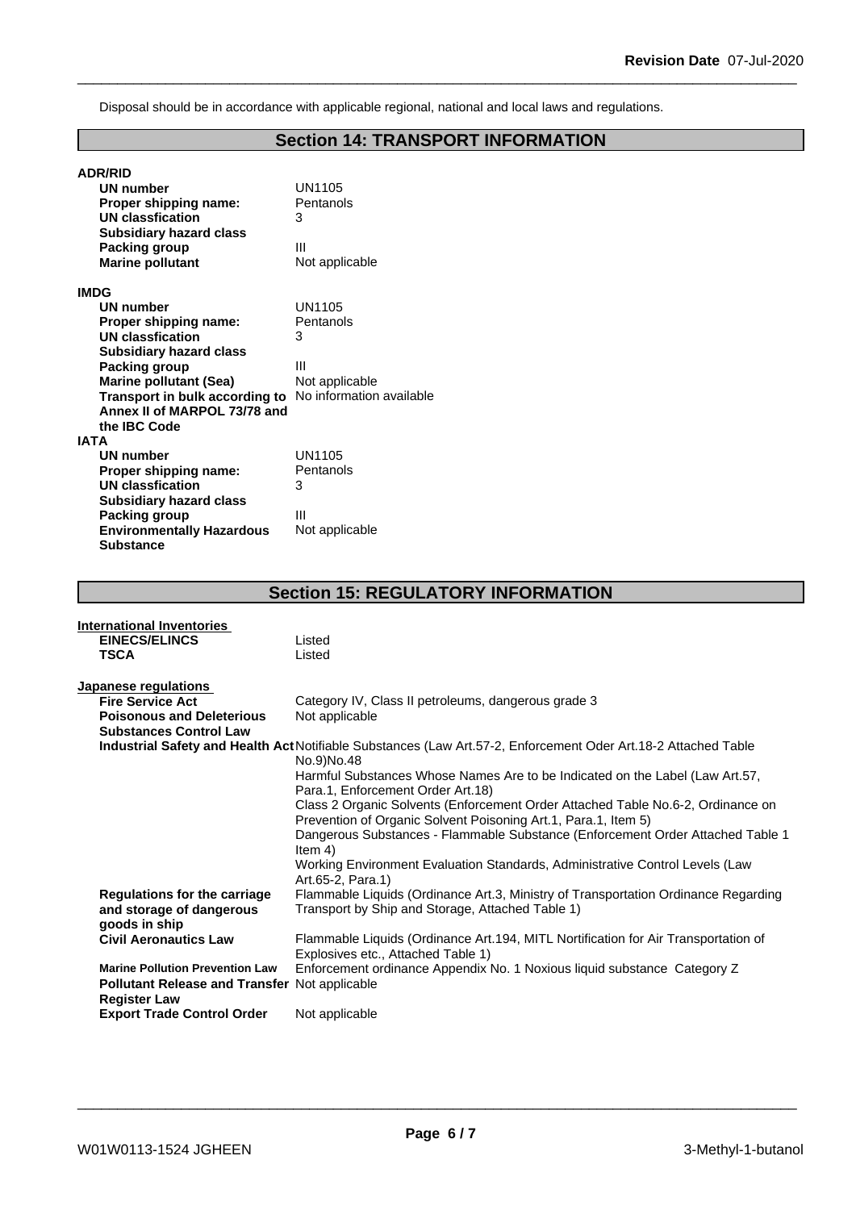Disposal should be in accordance with applicable regional, national and local laws and regulations.

## Section 14: TRANSPORT INFORMATION

**ADR/RID**

| | |
|---|---|
| **UN number** | UN1105 |
| **Proper shipping name:** | Pentanols |
| **UN classfication** | 3 |
| **Subsidiary hazard class** | |
| **Packing group** | III |
| **Marine pollutant** | Not applicable |

**IMDG**

| | |
|---|---|
| **UN number** | UN1105 |
| **Proper shipping name:** | Pentanols |
| **UN classfication** | 3 |
| **Subsidiary hazard class** | |
| **Packing group** | III |
| **Marine pollutant (Sea)** | Not applicable |
| **Transport in bulk according to Annex II of MARPOL 73/78 and the IBC Code** | No information available |

**IATA**

| | |
|---|---|
| **UN number** | UN1105 |
| **Proper shipping name:** | Pentanols |
| **UN classfication** | 3 |
| **Subsidiary hazard class** | |
| **Packing group** | III |
| **Environmentally Hazardous Substance** | Not applicable |

## Section 15: REGULATORY INFORMATION

**International Inventories**

| | |
|---|---|
| **EINECS/ELINCS** | Listed |
| **TSCA** | Listed |

**Japanese regulations**

| | |
|---|---|
| **Fire Service Act** | Category IV, Class II petroleums, dangerous grade 3 |
| **Poisonous and Deleterious Substances Control Law** | Not applicable |
| **Industrial Safety and Health Act** | Notifiable Substances (Law Art.57-2, Enforcement Oder Art.18-2 Attached Table No.9)No.48<br>Harmful Substances Whose Names Are to be Indicated on the Label (Law Art.57, Para.1, Enforcement Order Art.18)<br>Class 2 Organic Solvents (Enforcement Order Attached Table No.6-2, Ordinance on Prevention of Organic Solvent Poisoning Art.1, Para.1, Item 5)<br>Dangerous Substances - Flammable Substance (Enforcement Order Attached Table 1 Item 4)<br>Working Environment Evaluation Standards, Administrative Control Levels (Law Art.65-2, Para.1) |
| **Regulations for the carriage and storage of dangerous goods in ship** | Flammable Liquids (Ordinance Art.3, Ministry of Transportation Ordinance Regarding Transport by Ship and Storage, Attached Table 1) |
| **Civil Aeronautics Law** | Flammable Liquids (Ordinance Art.194, MITL Nortification for Air Transportation of Explosives etc., Attached Table 1) |
| **Marine Pollution Prevention Law** | Enforcement ordinance Appendix No. 1 Noxious liquid substance Category Z |
| **Pollutant Release and Transfer Register Law** | Not applicable |
| **Export Trade Control Order** | Not applicable |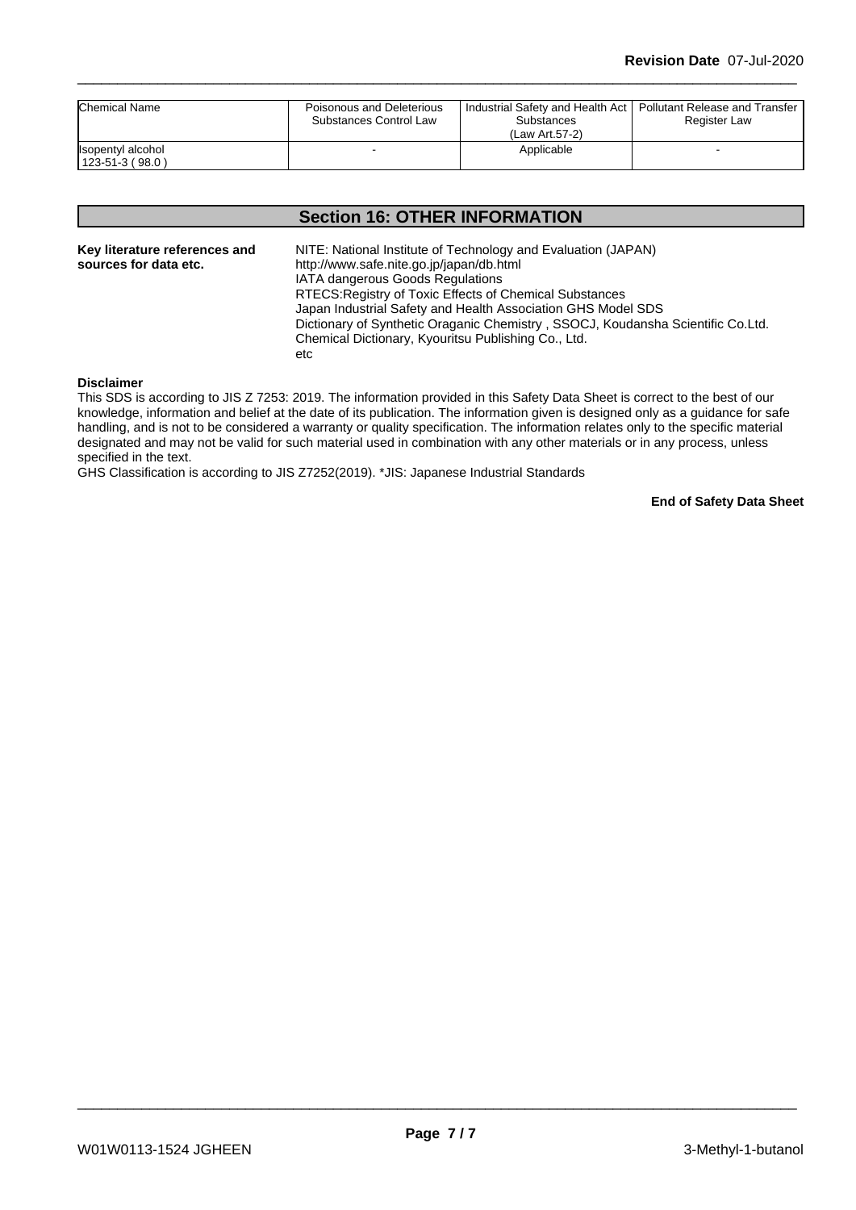| Chemical Name | Poisonous and Deleterious Substances Control Law | Industrial Safety and Health Act Substances (Law Art.57-2) | Pollutant Release and Transfer Register Law |
|---|---|---|---|
| Isopentyl alcohol 123-51-3 ( 98.0 ) | - | Applicable | - |

## Section 16: OTHER INFORMATION

**Key literature references and sources for data etc.**

NITE: National Institute of Technology and Evaluation (JAPAN)
http://www.safe.nite.go.jp/japan/db.html
IATA dangerous Goods Regulations
RTECS:Registry of Toxic Effects of Chemical Substances
Japan Industrial Safety and Health Association GHS Model SDS
Dictionary of Synthetic Oraganic Chemistry , SSOCJ, Koudansha Scientific Co.Ltd.
Chemical Dictionary, Kyouritsu Publishing Co., Ltd.
etc

**Disclaimer**

This SDS is according to JIS Z 7253: 2019. The information provided in this Safety Data Sheet is correct to the best of our knowledge, information and belief at the date of its publication. The information given is designed only as a guidance for safe handling, and is not to be considered a warranty or quality specification. The information relates only to the specific material designated and may not be valid for such material used in combination with any other materials or in any process, unless specified in the text.

GHS Classification is according to JIS Z7252(2019). *JIS: Japanese Industrial Standards

**End of Safety Data Sheet**